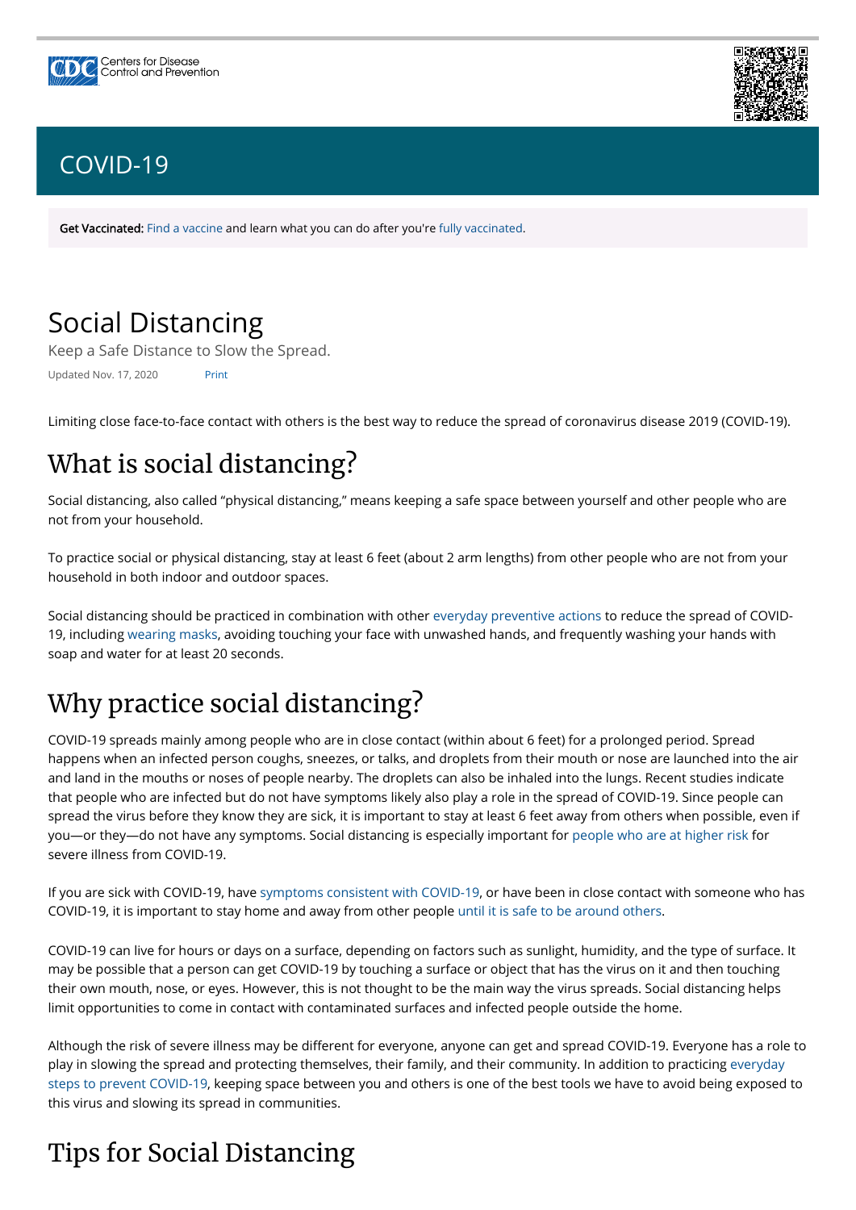Centers for Disease Control and Prevention

# COVID-19

**Get Vaccinated:** Find a vaccine and learn what you can do after you're fully vaccinated.

# Social Distancing

Keep a Safe Distance to Slow the Spread.

Updated Nov. 17, 2020 Print

Limiting close face-to-face contact with others is the best way to reduce the spread of coronavirus disease 2019 (COVID-19).

## What is social distancing?

Social distancing, also called "physical distancing," means keeping a safe space between yourself and other people who are not from your household.

To practice social or physical distancing, stay at least 6 feet (about 2 arm lengths) from other people who are not from your household in both indoor and outdoor spaces.

Social distancing should be practiced in combination with other everyday preventive actions to reduce the spread of COVID-19, including wearing masks, avoiding touching your face with unwashed hands, and frequently washing your hands with soap and water for at least 20 seconds.

## Why practice social distancing?

COVID-19 spreads mainly among people who are in close contact (within about 6 feet) for a prolonged period. Spread happens when an infected person coughs, sneezes, or talks, and droplets from their mouth or nose are launched into the air and land in the mouths or noses of people nearby. The droplets can also be inhaled into the lungs. Recent studies indicate that people who are infected but do not have symptoms likely also play a role in the spread of COVID-19. Since people can spread the virus before they know they are sick, it is important to stay at least 6 feet away from others when possible, even if you—or they—do not have any symptoms. Social distancing is especially important for people who are at higher risk for severe illness from COVID-19.

If you are sick with COVID-19, have symptoms consistent with COVID-19, or have been in close contact with someone who has COVID-19, it is important to stay home and away from other people until it is safe to be around others.

COVID-19 can live for hours or days on a surface, depending on factors such as sunlight, humidity, and the type of surface. It may be possible that a person can get COVID-19 by touching a surface or object that has the virus on it and then touching their own mouth, nose, or eyes. However, this is not thought to be the main way the virus spreads. Social distancing helps limit opportunities to come in contact with contaminated surfaces and infected people outside the home.

Although the risk of severe illness may be different for everyone, anyone can get and spread COVID-19. Everyone has a role to play in slowing the spread and protecting themselves, their family, and their community. In addition to practicing everyday steps to prevent COVID-19, keeping space between you and others is one of the best tools we have to avoid being exposed to this virus and slowing its spread in communities.

## Tips for Social Distancing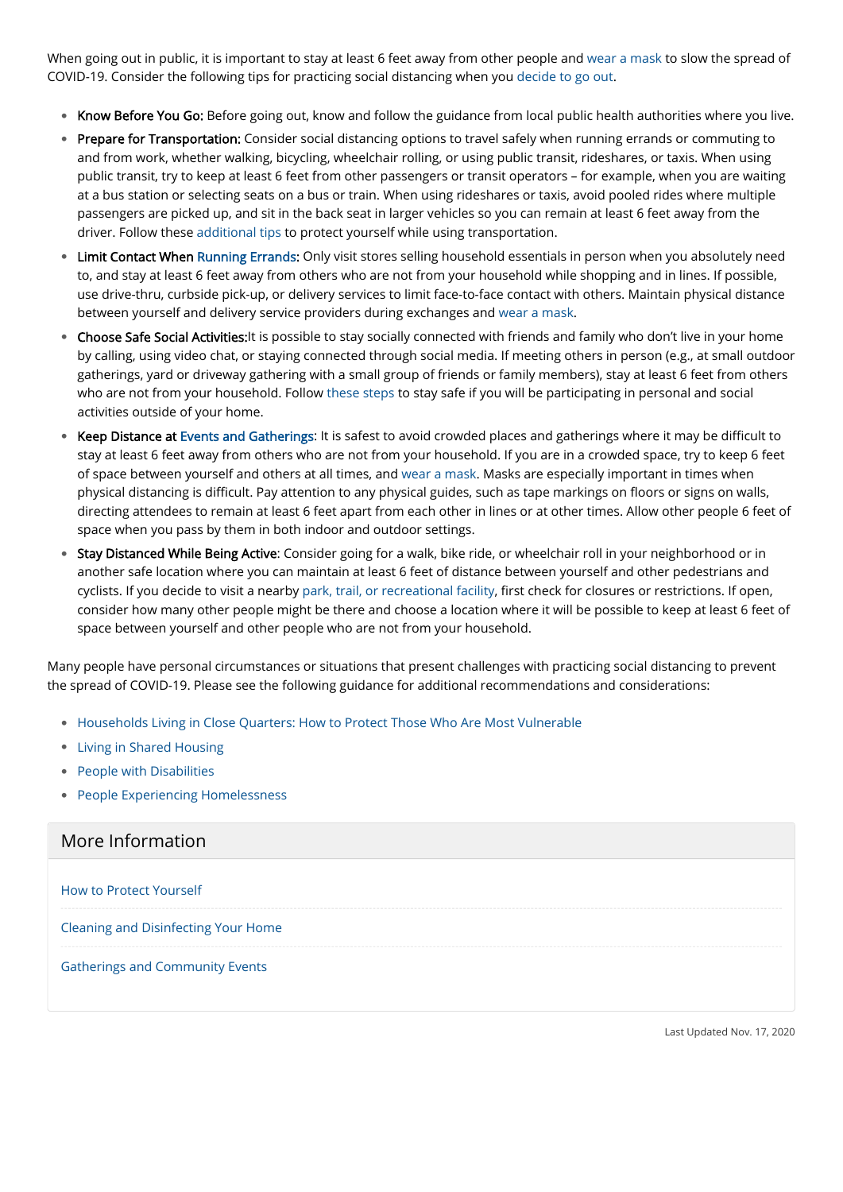When going out in public, it is important to stay at least 6 feet away from other people and wear a mask to slow the spread of COVID-19. Consider the following tips for practicing social distancing when you decide to go out.

- **Know Before You Go:** Before going out, know and follow the guidance from local public health authorities where you live.
- **Prepare for Transportation:** Consider social distancing options to travel safely when running errands or commuting to and from work, whether walking, bicycling, wheelchair rolling, or using public transit, rideshares, or taxis. When using public transit, try to keep at least 6 feet from other passengers or transit operators – for example, when you are waiting at a bus station or selecting seats on a bus or train. When using rideshares or taxis, avoid pooled rides where multiple passengers are picked up, and sit in the back seat in larger vehicles so you can remain at least 6 feet away from the driver. Follow these additional tips to protect yourself while using transportation.
- **Limit Contact When Running Errands:** Only visit stores selling household essentials in person when you absolutely need to, and stay at least 6 feet away from others who are not from your household while shopping and in lines. If possible, use drive-thru, curbside pick-up, or delivery services to limit face-to-face contact with others. Maintain physical distance between yourself and delivery service providers during exchanges and wear a mask.
- **Choose Safe Social Activities:** It is possible to stay socially connected with friends and family who don't live in your home by calling, using video chat, or staying connected through social media. If meeting others in person (e.g., at small outdoor gatherings, yard or driveway gathering with a small group of friends or family members), stay at least 6 feet from others who are not from your household. Follow these steps to stay safe if you will be participating in personal and social activities outside of your home.
- **Keep Distance at Events and Gatherings:** It is safest to avoid crowded places and gatherings where it may be difficult to stay at least 6 feet away from others who are not from your household. If you are in a crowded space, try to keep 6 feet of space between yourself and others at all times, and wear a mask. Masks are especially important in times when physical distancing is difficult. Pay attention to any physical guides, such as tape markings on floors or signs on walls, directing attendees to remain at least 6 feet apart from each other in lines or at other times. Allow other people 6 feet of space when you pass by them in both indoor and outdoor settings.
- **Stay Distanced While Being Active:** Consider going for a walk, bike ride, or wheelchair roll in your neighborhood or in another safe location where you can maintain at least 6 feet of distance between yourself and other pedestrians and cyclists. If you decide to visit a nearby park, trail, or recreational facility, first check for closures or restrictions. If open, consider how many other people might be there and choose a location where it will be possible to keep at least 6 feet of space between yourself and other people who are not from your household.

Many people have personal circumstances or situations that present challenges with practicing social distancing to prevent the spread of COVID-19. Please see the following guidance for additional recommendations and considerations:

- Households Living in Close Quarters: How to Protect Those Who Are Most Vulnerable
- Living in Shared Housing
- People with Disabilities
- People Experiencing Homelessness

## More Information

How to Protect Yourself

Cleaning and Disinfecting Your Home

Gatherings and Community Events

Last Updated Nov. 17, 2020